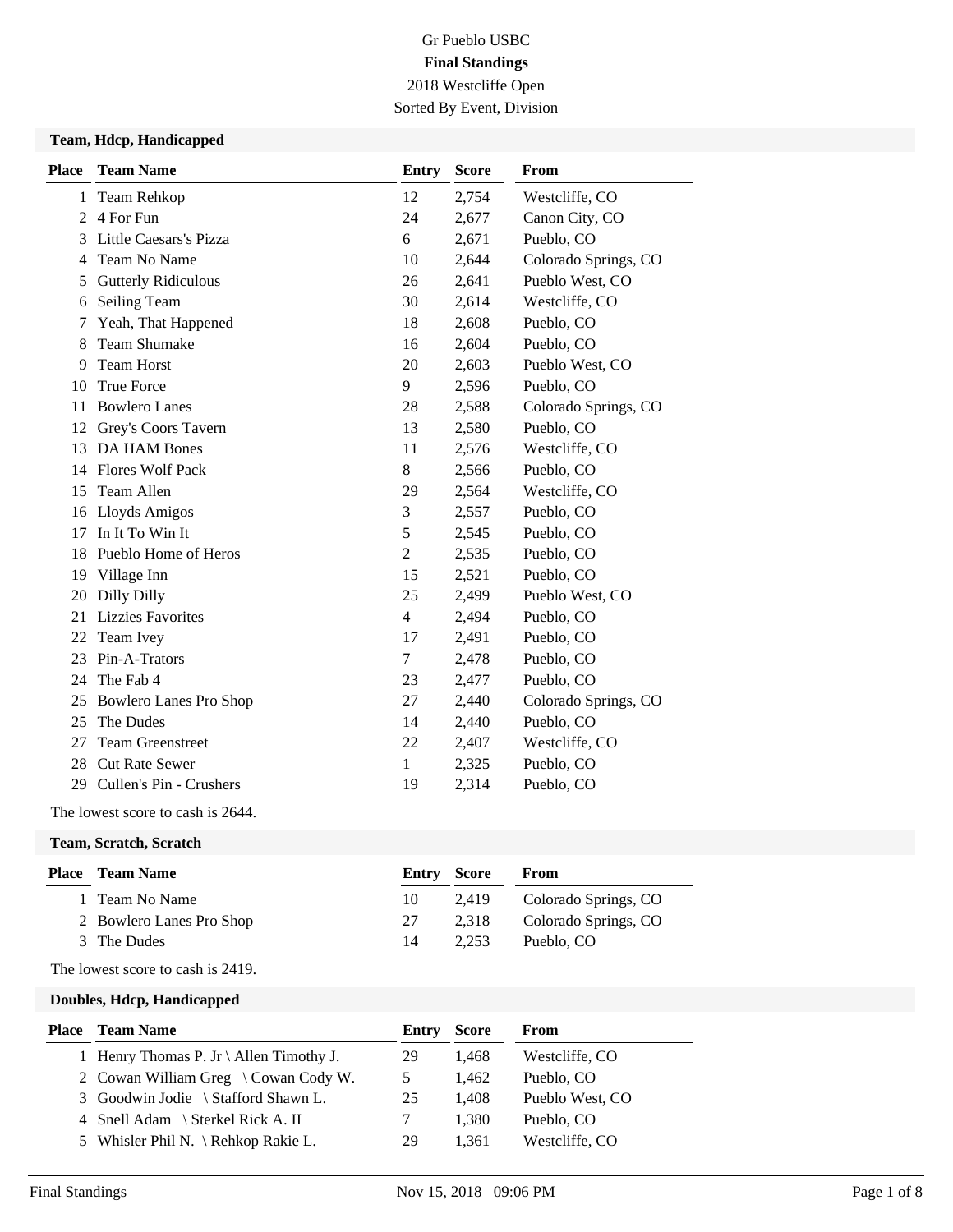# Gr Pueblo USBC

## Final Standings

2018 Westcliffe Open

Sorted By Event, Division

### Team, Hdcp, Handicapped

| Place | Team Name | Entry | Score | From |
|---|---|---|---|---|
| 1 | Team Rehkop | 12 | 2,754 | Westcliffe, CO |
| 2 | 4 For Fun | 24 | 2,677 | Canon City, CO |
| 3 | Little Caesars's Pizza | 6 | 2,671 | Pueblo, CO |
| 4 | Team No Name | 10 | 2,644 | Colorado Springs, CO |
| 5 | Gutterly Ridiculous | 26 | 2,641 | Pueblo West, CO |
| 6 | Seiling Team | 30 | 2,614 | Westcliffe, CO |
| 7 | Yeah, That Happened | 18 | 2,608 | Pueblo, CO |
| 8 | Team Shumake | 16 | 2,604 | Pueblo, CO |
| 9 | Team Horst | 20 | 2,603 | Pueblo West, CO |
| 10 | True Force | 9 | 2,596 | Pueblo, CO |
| 11 | Bowlero Lanes | 28 | 2,588 | Colorado Springs, CO |
| 12 | Grey's Coors Tavern | 13 | 2,580 | Pueblo, CO |
| 13 | DA HAM Bones | 11 | 2,576 | Westcliffe, CO |
| 14 | Flores Wolf Pack | 8 | 2,566 | Pueblo, CO |
| 15 | Team Allen | 29 | 2,564 | Westcliffe, CO |
| 16 | Lloyds Amigos | 3 | 2,557 | Pueblo, CO |
| 17 | In It To Win It | 5 | 2,545 | Pueblo, CO |
| 18 | Pueblo Home of Heros | 2 | 2,535 | Pueblo, CO |
| 19 | Village Inn | 15 | 2,521 | Pueblo, CO |
| 20 | Dilly Dilly | 25 | 2,499 | Pueblo West, CO |
| 21 | Lizzies Favorites | 4 | 2,494 | Pueblo, CO |
| 22 | Team Ivey | 17 | 2,491 | Pueblo, CO |
| 23 | Pin-A-Trators | 7 | 2,478 | Pueblo, CO |
| 24 | The Fab 4 | 23 | 2,477 | Pueblo, CO |
| 25 | Bowlero Lanes Pro Shop | 27 | 2,440 | Colorado Springs, CO |
| 25 | The Dudes | 14 | 2,440 | Pueblo, CO |
| 27 | Team Greenstreet | 22 | 2,407 | Westcliffe, CO |
| 28 | Cut Rate Sewer | 1 | 2,325 | Pueblo, CO |
| 29 | Cullen's Pin - Crushers | 19 | 2,314 | Pueblo, CO |

The lowest score to cash is 2644.

### Team, Scratch, Scratch

| Place | Team Name | Entry | Score | From |
|---|---|---|---|---|
| 1 | Team No Name | 10 | 2,419 | Colorado Springs, CO |
| 2 | Bowlero Lanes Pro Shop | 27 | 2,318 | Colorado Springs, CO |
| 3 | The Dudes | 14 | 2,253 | Pueblo, CO |

The lowest score to cash is 2419.

### Doubles, Hdcp, Handicapped

| Place | Team Name | Entry | Score | From |
|---|---|---|---|---|
| 1 | Henry Thomas P. Jr \ Allen Timothy J. | 29 | 1,468 | Westcliffe, CO |
| 2 | Cowan William Greg \ Cowan Cody W. | 5 | 1,462 | Pueblo, CO |
| 3 | Goodwin Jodie \ Stafford Shawn L. | 25 | 1,408 | Pueblo West, CO |
| 4 | Snell Adam \ Sterkel Rick A. II | 7 | 1,380 | Pueblo, CO |
| 5 | Whisler Phil N. \ Rehkop Rakie L. | 29 | 1,361 | Westcliffe, CO |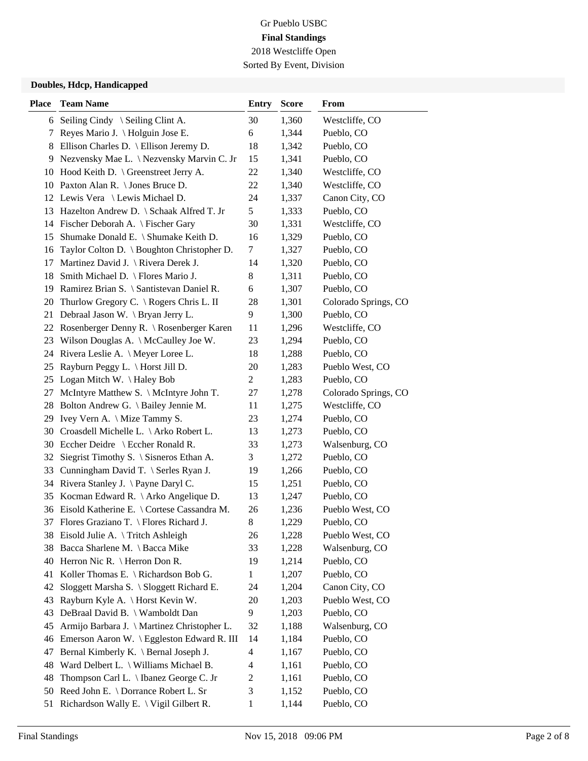Gr Pueblo USBC

**Final Standings**

2018 Westcliffe Open

Sorted By Event, Division

### Doubles, Hdcp, Handicapped

| Place | Team Name | Entry | Score | From |
|---|---|---|---|---|
| 6 | Seiling Cindy \ Seiling Clint A. | 30 | 1,360 | Westcliffe, CO |
| 7 | Reyes Mario J. \ Holguin Jose E. | 6 | 1,344 | Pueblo, CO |
| 8 | Ellison Charles D. \ Ellison Jeremy D. | 18 | 1,342 | Pueblo, CO |
| 9 | Nezvensky Mae L. \ Nezvensky Marvin C. Jr | 15 | 1,341 | Pueblo, CO |
| 10 | Hood Keith D. \ Greenstreet Jerry A. | 22 | 1,340 | Westcliffe, CO |
| 10 | Paxton Alan R. \ Jones Bruce D. | 22 | 1,340 | Westcliffe, CO |
| 12 | Lewis Vera \ Lewis Michael D. | 24 | 1,337 | Canon City, CO |
| 13 | Hazelton Andrew D. \ Schaak Alfred T. Jr | 5 | 1,333 | Pueblo, CO |
| 14 | Fischer Deborah A. \ Fischer Gary | 30 | 1,331 | Westcliffe, CO |
| 15 | Shumake Donald E. \ Shumake Keith D. | 16 | 1,329 | Pueblo, CO |
| 16 | Taylor Colton D. \ Boughton Christopher D. | 7 | 1,327 | Pueblo, CO |
| 17 | Martinez David J. \ Rivera Derek J. | 14 | 1,320 | Pueblo, CO |
| 18 | Smith Michael D. \ Flores Mario J. | 8 | 1,311 | Pueblo, CO |
| 19 | Ramirez Brian S. \ Santistevan Daniel R. | 6 | 1,307 | Pueblo, CO |
| 20 | Thurlow Gregory C. \ Rogers Chris L. II | 28 | 1,301 | Colorado Springs, CO |
| 21 | Debraal Jason W. \ Bryan Jerry L. | 9 | 1,300 | Pueblo, CO |
| 22 | Rosenberger Denny R. \ Rosenberger Karen | 11 | 1,296 | Westcliffe, CO |
| 23 | Wilson Douglas A. \ McCaulley Joe W. | 23 | 1,294 | Pueblo, CO |
| 24 | Rivera Leslie A. \ Meyer Loree L. | 18 | 1,288 | Pueblo, CO |
| 25 | Rayburn Peggy L. \ Horst Jill D. | 20 | 1,283 | Pueblo West, CO |
| 25 | Logan Mitch W. \ Haley Bob | 2 | 1,283 | Pueblo, CO |
| 27 | McIntyre Matthew S. \ McIntyre John T. | 27 | 1,278 | Colorado Springs, CO |
| 28 | Bolton Andrew G. \ Bailey Jennie M. | 11 | 1,275 | Westcliffe, CO |
| 29 | Ivey Vern A. \ Mize Tammy S. | 23 | 1,274 | Pueblo, CO |
| 30 | Croasdell Michelle L. \ Arko Robert L. | 13 | 1,273 | Pueblo, CO |
| 30 | Eccher Deidre \ Eccher Ronald R. | 33 | 1,273 | Walsenburg, CO |
| 32 | Siegrist Timothy S. \ Sisneros Ethan A. | 3 | 1,272 | Pueblo, CO |
| 33 | Cunningham David T. \ Serles Ryan J. | 19 | 1,266 | Pueblo, CO |
| 34 | Rivera Stanley J. \ Payne Daryl C. | 15 | 1,251 | Pueblo, CO |
| 35 | Kocman Edward R. \ Arko Angelique D. | 13 | 1,247 | Pueblo, CO |
| 36 | Eisold Katherine E. \ Cortese Cassandra M. | 26 | 1,236 | Pueblo West, CO |
| 37 | Flores Graziano T. \ Flores Richard J. | 8 | 1,229 | Pueblo, CO |
| 38 | Eisold Julie A. \ Tritch Ashleigh | 26 | 1,228 | Pueblo West, CO |
| 38 | Bacca Sharlene M. \ Bacca Mike | 33 | 1,228 | Walsenburg, CO |
| 40 | Herron Nic R. \ Herron Don R. | 19 | 1,214 | Pueblo, CO |
| 41 | Koller Thomas E. \ Richardson Bob G. | 1 | 1,207 | Pueblo, CO |
| 42 | Sloggett Marsha S. \ Sloggett Richard E. | 24 | 1,204 | Canon City, CO |
| 43 | Rayburn Kyle A. \ Horst Kevin W. | 20 | 1,203 | Pueblo West, CO |
| 43 | DeBraal David B. \ Wamboldt Dan | 9 | 1,203 | Pueblo, CO |
| 45 | Armijo Barbara J. \ Martinez Christopher L. | 32 | 1,188 | Walsenburg, CO |
| 46 | Emerson Aaron W. \ Eggleston Edward R. III | 14 | 1,184 | Pueblo, CO |
| 47 | Bernal Kimberly K. \ Bernal Joseph J. | 4 | 1,167 | Pueblo, CO |
| 48 | Ward Delbert L. \ Williams Michael B. | 4 | 1,161 | Pueblo, CO |
| 48 | Thompson Carl L. \ Ibanez George C. Jr | 2 | 1,161 | Pueblo, CO |
| 50 | Reed John E. \ Dorrance Robert L. Sr | 3 | 1,152 | Pueblo, CO |
| 51 | Richardson Wally E. \ Vigil Gilbert R. | 1 | 1,144 | Pueblo, CO |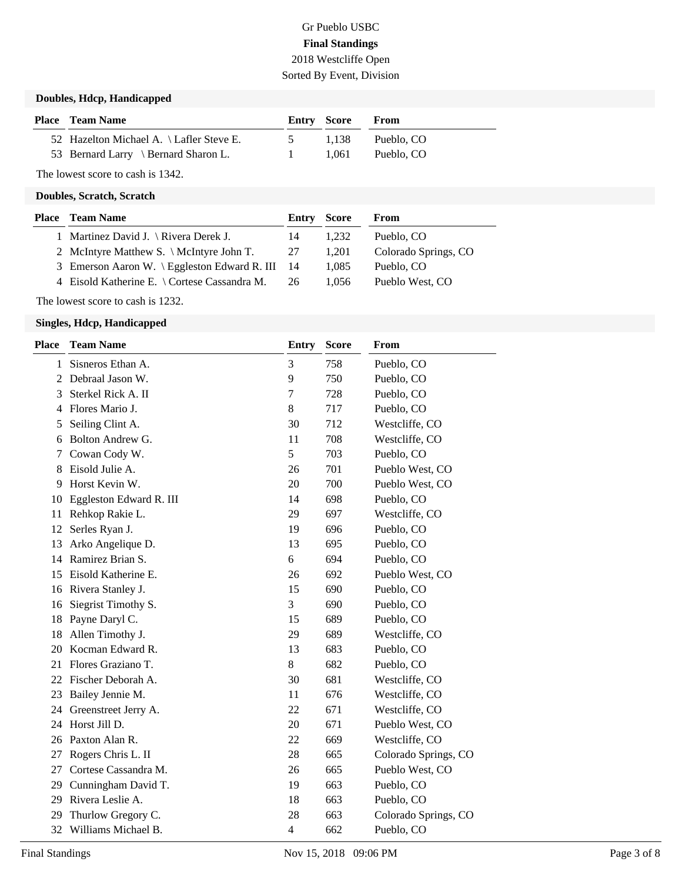Gr Pueblo USBC

**Final Standings**

2018 Westcliffe Open

Sorted By Event, Division

### Doubles, Hdcp, Handicapped

| Place | Team Name | Entry | Score | From |
|---|---|---|---|---|
| 52 | Hazelton Michael A. \ Lafler Steve E. | 5 | 1,138 | Pueblo, CO |
| 53 | Bernard Larry \ Bernard Sharon L. | 1 | 1,061 | Pueblo, CO |

The lowest score to cash is 1342.

### Doubles, Scratch, Scratch

| Place | Team Name | Entry | Score | From |
|---|---|---|---|---|
| 1 | Martinez David J. \ Rivera Derek J. | 14 | 1,232 | Pueblo, CO |
| 2 | McIntyre Matthew S. \ McIntyre John T. | 27 | 1,201 | Colorado Springs, CO |
| 3 | Emerson Aaron W. \ Eggleston Edward R. III | 14 | 1,085 | Pueblo, CO |
| 4 | Eisold Katherine E. \ Cortese Cassandra M. | 26 | 1,056 | Pueblo West, CO |

The lowest score to cash is 1232.

### Singles, Hdcp, Handicapped

| Place | Team Name | Entry | Score | From |
|---|---|---|---|---|
| 1 | Sisneros Ethan A. | 3 | 758 | Pueblo, CO |
| 2 | Debraal Jason W. | 9 | 750 | Pueblo, CO |
| 3 | Sterkel Rick A. II | 7 | 728 | Pueblo, CO |
| 4 | Flores Mario J. | 8 | 717 | Pueblo, CO |
| 5 | Seiling Clint A. | 30 | 712 | Westcliffe, CO |
| 6 | Bolton Andrew G. | 11 | 708 | Westcliffe, CO |
| 7 | Cowan Cody W. | 5 | 703 | Pueblo, CO |
| 8 | Eisold Julie A. | 26 | 701 | Pueblo West, CO |
| 9 | Horst Kevin W. | 20 | 700 | Pueblo West, CO |
| 10 | Eggleston Edward R. III | 14 | 698 | Pueblo, CO |
| 11 | Rehkop Rakie L. | 29 | 697 | Westcliffe, CO |
| 12 | Serles Ryan J. | 19 | 696 | Pueblo, CO |
| 13 | Arko Angelique D. | 13 | 695 | Pueblo, CO |
| 14 | Ramirez Brian S. | 6 | 694 | Pueblo, CO |
| 15 | Eisold Katherine E. | 26 | 692 | Pueblo West, CO |
| 16 | Rivera Stanley J. | 15 | 690 | Pueblo, CO |
| 16 | Siegrist Timothy S. | 3 | 690 | Pueblo, CO |
| 18 | Payne Daryl C. | 15 | 689 | Pueblo, CO |
| 18 | Allen Timothy J. | 29 | 689 | Westcliffe, CO |
| 20 | Kocman Edward R. | 13 | 683 | Pueblo, CO |
| 21 | Flores Graziano T. | 8 | 682 | Pueblo, CO |
| 22 | Fischer Deborah A. | 30 | 681 | Westcliffe, CO |
| 23 | Bailey Jennie M. | 11 | 676 | Westcliffe, CO |
| 24 | Greenstreet Jerry A. | 22 | 671 | Westcliffe, CO |
| 24 | Horst Jill D. | 20 | 671 | Pueblo West, CO |
| 26 | Paxton Alan R. | 22 | 669 | Westcliffe, CO |
| 27 | Rogers Chris L. II | 28 | 665 | Colorado Springs, CO |
| 27 | Cortese Cassandra M. | 26 | 665 | Pueblo West, CO |
| 29 | Cunningham David T. | 19 | 663 | Pueblo, CO |
| 29 | Rivera Leslie A. | 18 | 663 | Pueblo, CO |
| 29 | Thurlow Gregory C. | 28 | 663 | Colorado Springs, CO |
| 32 | Williams Michael B. | 4 | 662 | Pueblo, CO |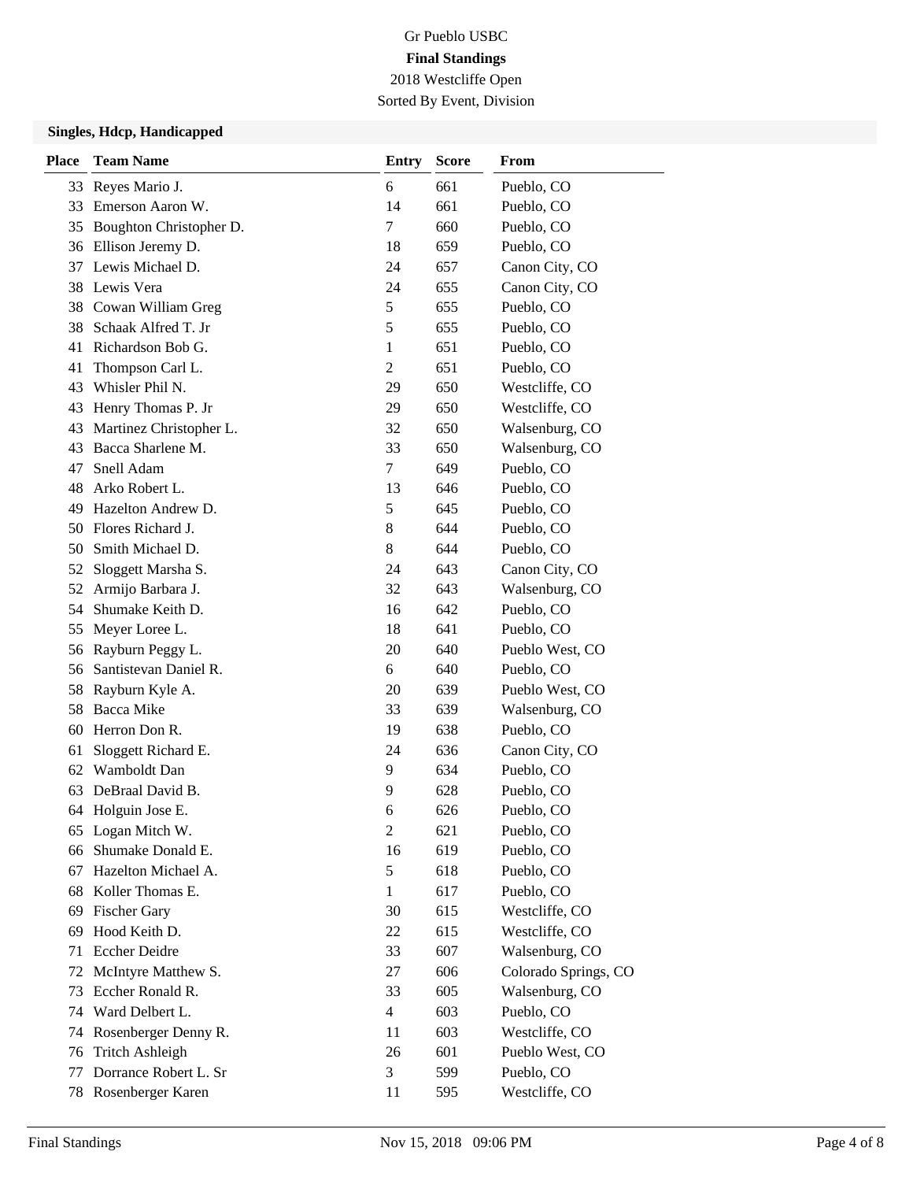Gr Pueblo USBC

**Final Standings**

2018 Westcliffe Open

Sorted By Event, Division

### Singles, Hdcp, Handicapped

| Place | Team Name | Entry | Score | From |
|---|---|---|---|---|
| 33 | Reyes Mario J. | 6 | 661 | Pueblo, CO |
| 33 | Emerson Aaron W. | 14 | 661 | Pueblo, CO |
| 35 | Boughton Christopher D. | 7 | 660 | Pueblo, CO |
| 36 | Ellison Jeremy D. | 18 | 659 | Pueblo, CO |
| 37 | Lewis Michael D. | 24 | 657 | Canon City, CO |
| 38 | Lewis Vera | 24 | 655 | Canon City, CO |
| 38 | Cowan William Greg | 5 | 655 | Pueblo, CO |
| 38 | Schaak Alfred T. Jr | 5 | 655 | Pueblo, CO |
| 41 | Richardson Bob G. | 1 | 651 | Pueblo, CO |
| 41 | Thompson Carl L. | 2 | 651 | Pueblo, CO |
| 43 | Whisler Phil N. | 29 | 650 | Westcliffe, CO |
| 43 | Henry Thomas P. Jr | 29 | 650 | Westcliffe, CO |
| 43 | Martinez Christopher L. | 32 | 650 | Walsenburg, CO |
| 43 | Bacca Sharlene M. | 33 | 650 | Walsenburg, CO |
| 47 | Snell Adam | 7 | 649 | Pueblo, CO |
| 48 | Arko Robert L. | 13 | 646 | Pueblo, CO |
| 49 | Hazelton Andrew D. | 5 | 645 | Pueblo, CO |
| 50 | Flores Richard J. | 8 | 644 | Pueblo, CO |
| 50 | Smith Michael D. | 8 | 644 | Pueblo, CO |
| 52 | Sloggett Marsha S. | 24 | 643 | Canon City, CO |
| 52 | Armijo Barbara J. | 32 | 643 | Walsenburg, CO |
| 54 | Shumake Keith D. | 16 | 642 | Pueblo, CO |
| 55 | Meyer Loree L. | 18 | 641 | Pueblo, CO |
| 56 | Rayburn Peggy L. | 20 | 640 | Pueblo West, CO |
| 56 | Santistevan Daniel R. | 6 | 640 | Pueblo, CO |
| 58 | Rayburn Kyle A. | 20 | 639 | Pueblo West, CO |
| 58 | Bacca Mike | 33 | 639 | Walsenburg, CO |
| 60 | Herron Don R. | 19 | 638 | Pueblo, CO |
| 61 | Sloggett Richard E. | 24 | 636 | Canon City, CO |
| 62 | Wamboldt Dan | 9 | 634 | Pueblo, CO |
| 63 | DeBraal David B. | 9 | 628 | Pueblo, CO |
| 64 | Holguin Jose E. | 6 | 626 | Pueblo, CO |
| 65 | Logan Mitch W. | 2 | 621 | Pueblo, CO |
| 66 | Shumake Donald E. | 16 | 619 | Pueblo, CO |
| 67 | Hazelton Michael A. | 5 | 618 | Pueblo, CO |
| 68 | Koller Thomas E. | 1 | 617 | Pueblo, CO |
| 69 | Fischer Gary | 30 | 615 | Westcliffe, CO |
| 69 | Hood Keith D. | 22 | 615 | Westcliffe, CO |
| 71 | Eccher Deidre | 33 | 607 | Walsenburg, CO |
| 72 | McIntyre Matthew S. | 27 | 606 | Colorado Springs, CO |
| 73 | Eccher Ronald R. | 33 | 605 | Walsenburg, CO |
| 74 | Ward Delbert L. | 4 | 603 | Pueblo, CO |
| 74 | Rosenberger Denny R. | 11 | 603 | Westcliffe, CO |
| 76 | Tritch Ashleigh | 26 | 601 | Pueblo West, CO |
| 77 | Dorrance Robert L. Sr | 3 | 599 | Pueblo, CO |
| 78 | Rosenberger Karen | 11 | 595 | Westcliffe, CO |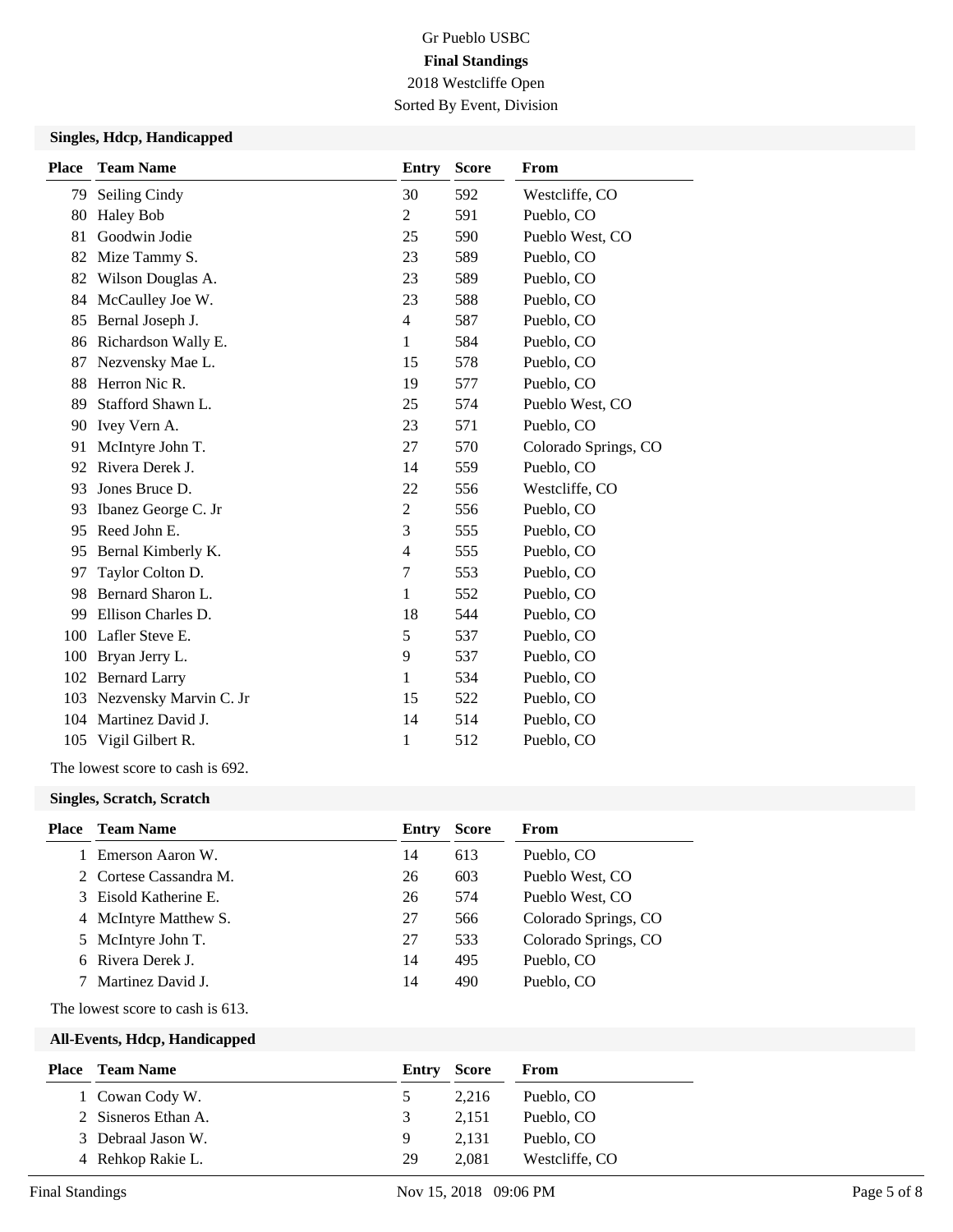Gr Pueblo USBC

**Final Standings**

2018 Westcliffe Open

Sorted By Event, Division

### Singles, Hdcp, Handicapped

| Place | Team Name | Entry | Score | From |
|---|---|---|---|---|
| 79 | Seiling Cindy | 30 | 592 | Westcliffe, CO |
| 80 | Haley Bob | 2 | 591 | Pueblo, CO |
| 81 | Goodwin Jodie | 25 | 590 | Pueblo West, CO |
| 82 | Mize Tammy S. | 23 | 589 | Pueblo, CO |
| 82 | Wilson Douglas A. | 23 | 589 | Pueblo, CO |
| 84 | McCaulley Joe W. | 23 | 588 | Pueblo, CO |
| 85 | Bernal Joseph J. | 4 | 587 | Pueblo, CO |
| 86 | Richardson Wally E. | 1 | 584 | Pueblo, CO |
| 87 | Nezvensky Mae L. | 15 | 578 | Pueblo, CO |
| 88 | Herron Nic R. | 19 | 577 | Pueblo, CO |
| 89 | Stafford Shawn L. | 25 | 574 | Pueblo West, CO |
| 90 | Ivey Vern A. | 23 | 571 | Pueblo, CO |
| 91 | McIntyre John T. | 27 | 570 | Colorado Springs, CO |
| 92 | Rivera Derek J. | 14 | 559 | Pueblo, CO |
| 93 | Jones Bruce D. | 22 | 556 | Westcliffe, CO |
| 93 | Ibanez George C. Jr | 2 | 556 | Pueblo, CO |
| 95 | Reed John E. | 3 | 555 | Pueblo, CO |
| 95 | Bernal Kimberly K. | 4 | 555 | Pueblo, CO |
| 97 | Taylor Colton D. | 7 | 553 | Pueblo, CO |
| 98 | Bernard Sharon L. | 1 | 552 | Pueblo, CO |
| 99 | Ellison Charles D. | 18 | 544 | Pueblo, CO |
| 100 | Lafler Steve E. | 5 | 537 | Pueblo, CO |
| 100 | Bryan Jerry L. | 9 | 537 | Pueblo, CO |
| 102 | Bernard Larry | 1 | 534 | Pueblo, CO |
| 103 | Nezvensky Marvin C. Jr | 15 | 522 | Pueblo, CO |
| 104 | Martinez David J. | 14 | 514 | Pueblo, CO |
| 105 | Vigil Gilbert R. | 1 | 512 | Pueblo, CO |

The lowest score to cash is 692.

### Singles, Scratch, Scratch

| Place | Team Name | Entry | Score | From |
|---|---|---|---|---|
| 1 | Emerson Aaron W. | 14 | 613 | Pueblo, CO |
| 2 | Cortese Cassandra M. | 26 | 603 | Pueblo West, CO |
| 3 | Eisold Katherine E. | 26 | 574 | Pueblo West, CO |
| 4 | McIntyre Matthew S. | 27 | 566 | Colorado Springs, CO |
| 5 | McIntyre John T. | 27 | 533 | Colorado Springs, CO |
| 6 | Rivera Derek J. | 14 | 495 | Pueblo, CO |
| 7 | Martinez David J. | 14 | 490 | Pueblo, CO |

The lowest score to cash is 613.

### All-Events, Hdcp, Handicapped

| Place | Team Name | Entry | Score | From |
|---|---|---|---|---|
| 1 | Cowan Cody W. | 5 | 2,216 | Pueblo, CO |
| 2 | Sisneros Ethan A. | 3 | 2,151 | Pueblo, CO |
| 3 | Debraal Jason W. | 9 | 2,131 | Pueblo, CO |
| 4 | Rehkop Rakie L. | 29 | 2,081 | Westcliffe, CO |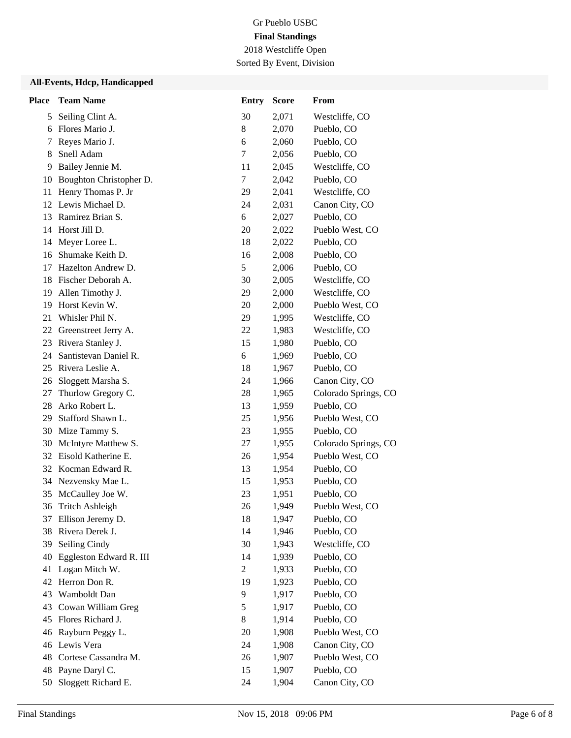Gr Pueblo USBC

**Final Standings**

2018 Westcliffe Open

Sorted By Event, Division

### All-Events, Hdcp, Handicapped

| Place | Team Name | Entry | Score | From |
|---|---|---|---|---|
| 5 | Seiling Clint A. | 30 | 2,071 | Westcliffe, CO |
| 6 | Flores Mario J. | 8 | 2,070 | Pueblo, CO |
| 7 | Reyes Mario J. | 6 | 2,060 | Pueblo, CO |
| 8 | Snell Adam | 7 | 2,056 | Pueblo, CO |
| 9 | Bailey Jennie M. | 11 | 2,045 | Westcliffe, CO |
| 10 | Boughton Christopher D. | 7 | 2,042 | Pueblo, CO |
| 11 | Henry Thomas P. Jr | 29 | 2,041 | Westcliffe, CO |
| 12 | Lewis Michael D. | 24 | 2,031 | Canon City, CO |
| 13 | Ramirez Brian S. | 6 | 2,027 | Pueblo, CO |
| 14 | Horst Jill D. | 20 | 2,022 | Pueblo West, CO |
| 14 | Meyer Loree L. | 18 | 2,022 | Pueblo, CO |
| 16 | Shumake Keith D. | 16 | 2,008 | Pueblo, CO |
| 17 | Hazelton Andrew D. | 5 | 2,006 | Pueblo, CO |
| 18 | Fischer Deborah A. | 30 | 2,005 | Westcliffe, CO |
| 19 | Allen Timothy J. | 29 | 2,000 | Westcliffe, CO |
| 19 | Horst Kevin W. | 20 | 2,000 | Pueblo West, CO |
| 21 | Whisler Phil N. | 29 | 1,995 | Westcliffe, CO |
| 22 | Greenstreet Jerry A. | 22 | 1,983 | Westcliffe, CO |
| 23 | Rivera Stanley J. | 15 | 1,980 | Pueblo, CO |
| 24 | Santistevan Daniel R. | 6 | 1,969 | Pueblo, CO |
| 25 | Rivera Leslie A. | 18 | 1,967 | Pueblo, CO |
| 26 | Sloggett Marsha S. | 24 | 1,966 | Canon City, CO |
| 27 | Thurlow Gregory C. | 28 | 1,965 | Colorado Springs, CO |
| 28 | Arko Robert L. | 13 | 1,959 | Pueblo, CO |
| 29 | Stafford Shawn L. | 25 | 1,956 | Pueblo West, CO |
| 30 | Mize Tammy S. | 23 | 1,955 | Pueblo, CO |
| 30 | McIntyre Matthew S. | 27 | 1,955 | Colorado Springs, CO |
| 32 | Eisold Katherine E. | 26 | 1,954 | Pueblo West, CO |
| 32 | Kocman Edward R. | 13 | 1,954 | Pueblo, CO |
| 34 | Nezvensky Mae L. | 15 | 1,953 | Pueblo, CO |
| 35 | McCaulley Joe W. | 23 | 1,951 | Pueblo, CO |
| 36 | Tritch Ashleigh | 26 | 1,949 | Pueblo West, CO |
| 37 | Ellison Jeremy D. | 18 | 1,947 | Pueblo, CO |
| 38 | Rivera Derek J. | 14 | 1,946 | Pueblo, CO |
| 39 | Seiling Cindy | 30 | 1,943 | Westcliffe, CO |
| 40 | Eggleston Edward R. III | 14 | 1,939 | Pueblo, CO |
| 41 | Logan Mitch W. | 2 | 1,933 | Pueblo, CO |
| 42 | Herron Don R. | 19 | 1,923 | Pueblo, CO |
| 43 | Wamboldt Dan | 9 | 1,917 | Pueblo, CO |
| 43 | Cowan William Greg | 5 | 1,917 | Pueblo, CO |
| 45 | Flores Richard J. | 8 | 1,914 | Pueblo, CO |
| 46 | Rayburn Peggy L. | 20 | 1,908 | Pueblo West, CO |
| 46 | Lewis Vera | 24 | 1,908 | Canon City, CO |
| 48 | Cortese Cassandra M. | 26 | 1,907 | Pueblo West, CO |
| 48 | Payne Daryl C. | 15 | 1,907 | Pueblo, CO |
| 50 | Sloggett Richard E. | 24 | 1,904 | Canon City, CO |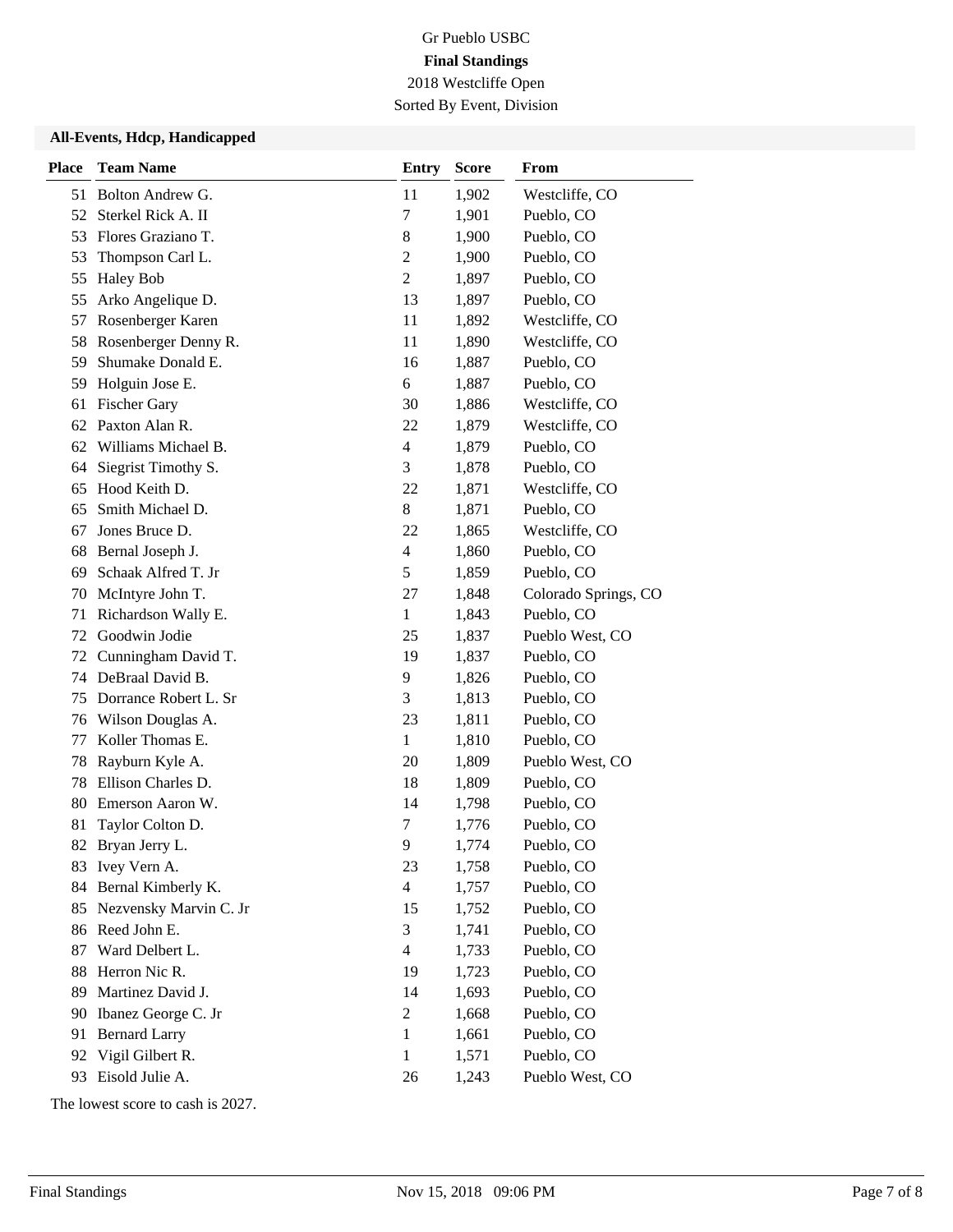Gr Pueblo USBC

**Final Standings**

2018 Westcliffe Open

Sorted By Event, Division

### All-Events, Hdcp, Handicapped

| Place | Team Name | Entry | Score | From |
|---|---|---|---|---|
| 51 | Bolton Andrew G. | 11 | 1,902 | Westcliffe, CO |
| 52 | Sterkel Rick A. II | 7 | 1,901 | Pueblo, CO |
| 53 | Flores Graziano T. | 8 | 1,900 | Pueblo, CO |
| 53 | Thompson Carl L. | 2 | 1,900 | Pueblo, CO |
| 55 | Haley Bob | 2 | 1,897 | Pueblo, CO |
| 55 | Arko Angelique D. | 13 | 1,897 | Pueblo, CO |
| 57 | Rosenberger Karen | 11 | 1,892 | Westcliffe, CO |
| 58 | Rosenberger Denny R. | 11 | 1,890 | Westcliffe, CO |
| 59 | Shumake Donald E. | 16 | 1,887 | Pueblo, CO |
| 59 | Holguin Jose E. | 6 | 1,887 | Pueblo, CO |
| 61 | Fischer Gary | 30 | 1,886 | Westcliffe, CO |
| 62 | Paxton Alan R. | 22 | 1,879 | Westcliffe, CO |
| 62 | Williams Michael B. | 4 | 1,879 | Pueblo, CO |
| 64 | Siegrist Timothy S. | 3 | 1,878 | Pueblo, CO |
| 65 | Hood Keith D. | 22 | 1,871 | Westcliffe, CO |
| 65 | Smith Michael D. | 8 | 1,871 | Pueblo, CO |
| 67 | Jones Bruce D. | 22 | 1,865 | Westcliffe, CO |
| 68 | Bernal Joseph J. | 4 | 1,860 | Pueblo, CO |
| 69 | Schaak Alfred T. Jr | 5 | 1,859 | Pueblo, CO |
| 70 | McIntyre John T. | 27 | 1,848 | Colorado Springs, CO |
| 71 | Richardson Wally E. | 1 | 1,843 | Pueblo, CO |
| 72 | Goodwin Jodie | 25 | 1,837 | Pueblo West, CO |
| 72 | Cunningham David T. | 19 | 1,837 | Pueblo, CO |
| 74 | DeBraal David B. | 9 | 1,826 | Pueblo, CO |
| 75 | Dorrance Robert L. Sr | 3 | 1,813 | Pueblo, CO |
| 76 | Wilson Douglas A. | 23 | 1,811 | Pueblo, CO |
| 77 | Koller Thomas E. | 1 | 1,810 | Pueblo, CO |
| 78 | Rayburn Kyle A. | 20 | 1,809 | Pueblo West, CO |
| 78 | Ellison Charles D. | 18 | 1,809 | Pueblo, CO |
| 80 | Emerson Aaron W. | 14 | 1,798 | Pueblo, CO |
| 81 | Taylor Colton D. | 7 | 1,776 | Pueblo, CO |
| 82 | Bryan Jerry L. | 9 | 1,774 | Pueblo, CO |
| 83 | Ivey Vern A. | 23 | 1,758 | Pueblo, CO |
| 84 | Bernal Kimberly K. | 4 | 1,757 | Pueblo, CO |
| 85 | Nezvensky Marvin C. Jr | 15 | 1,752 | Pueblo, CO |
| 86 | Reed John E. | 3 | 1,741 | Pueblo, CO |
| 87 | Ward Delbert L. | 4 | 1,733 | Pueblo, CO |
| 88 | Herron Nic R. | 19 | 1,723 | Pueblo, CO |
| 89 | Martinez David J. | 14 | 1,693 | Pueblo, CO |
| 90 | Ibanez George C. Jr | 2 | 1,668 | Pueblo, CO |
| 91 | Bernard Larry | 1 | 1,661 | Pueblo, CO |
| 92 | Vigil Gilbert R. | 1 | 1,571 | Pueblo, CO |
| 93 | Eisold Julie A. | 26 | 1,243 | Pueblo West, CO |

The lowest score to cash is 2027.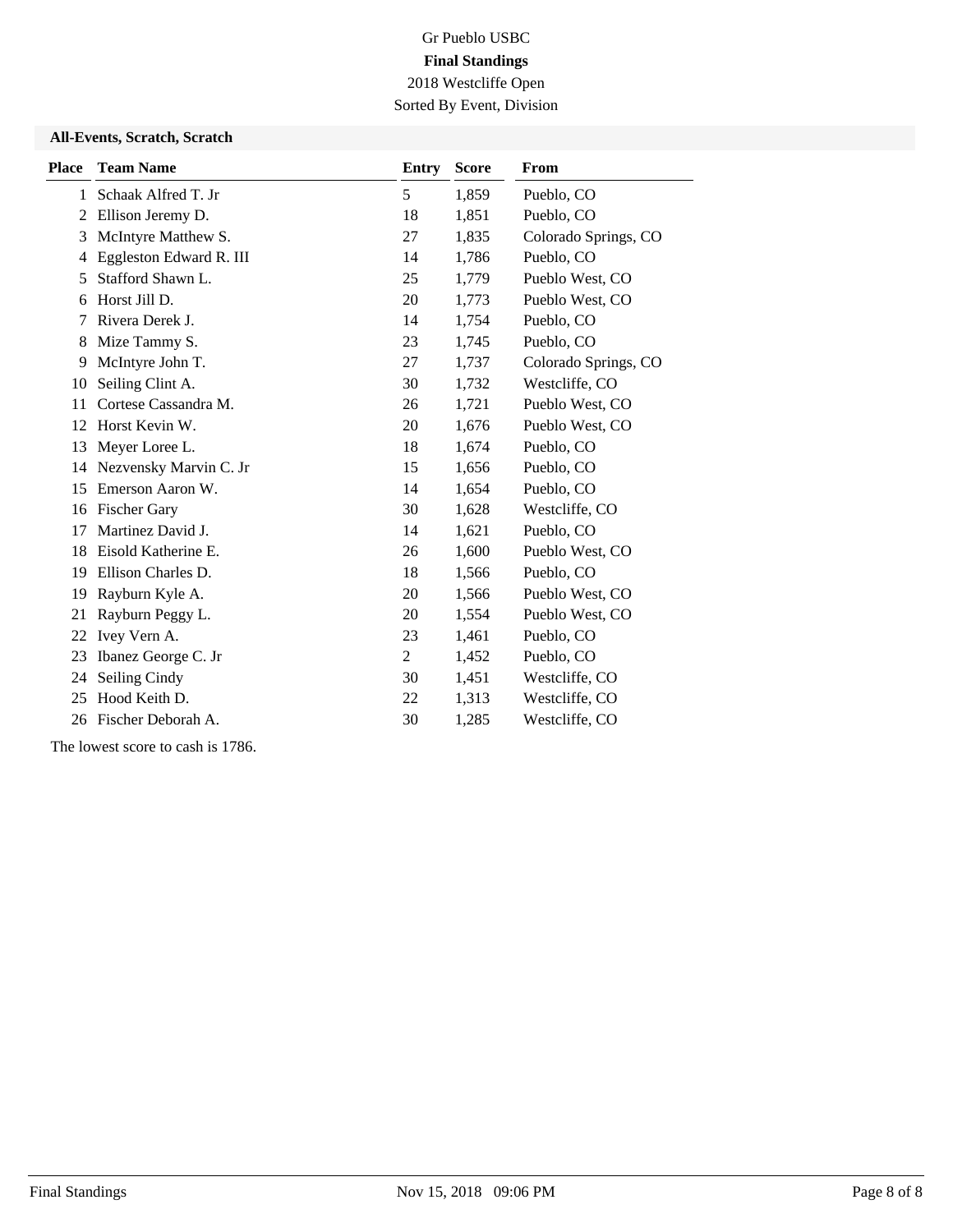Gr Pueblo USBC

**Final Standings**

2018 Westcliffe Open

Sorted By Event, Division

### All-Events, Scratch, Scratch

| Place | Team Name | Entry | Score | From |
|---|---|---|---|---|
| 1 | Schaak Alfred T. Jr | 5 | 1,859 | Pueblo, CO |
| 2 | Ellison Jeremy D. | 18 | 1,851 | Pueblo, CO |
| 3 | McIntyre Matthew S. | 27 | 1,835 | Colorado Springs, CO |
| 4 | Eggleston Edward R. III | 14 | 1,786 | Pueblo, CO |
| 5 | Stafford Shawn L. | 25 | 1,779 | Pueblo West, CO |
| 6 | Horst Jill D. | 20 | 1,773 | Pueblo West, CO |
| 7 | Rivera Derek J. | 14 | 1,754 | Pueblo, CO |
| 8 | Mize Tammy S. | 23 | 1,745 | Pueblo, CO |
| 9 | McIntyre John T. | 27 | 1,737 | Colorado Springs, CO |
| 10 | Seiling Clint A. | 30 | 1,732 | Westcliffe, CO |
| 11 | Cortese Cassandra M. | 26 | 1,721 | Pueblo West, CO |
| 12 | Horst Kevin W. | 20 | 1,676 | Pueblo West, CO |
| 13 | Meyer Loree L. | 18 | 1,674 | Pueblo, CO |
| 14 | Nezvensky Marvin C. Jr | 15 | 1,656 | Pueblo, CO |
| 15 | Emerson Aaron W. | 14 | 1,654 | Pueblo, CO |
| 16 | Fischer Gary | 30 | 1,628 | Westcliffe, CO |
| 17 | Martinez David J. | 14 | 1,621 | Pueblo, CO |
| 18 | Eisold Katherine E. | 26 | 1,600 | Pueblo West, CO |
| 19 | Ellison Charles D. | 18 | 1,566 | Pueblo, CO |
| 19 | Rayburn Kyle A. | 20 | 1,566 | Pueblo West, CO |
| 21 | Rayburn Peggy L. | 20 | 1,554 | Pueblo West, CO |
| 22 | Ivey Vern A. | 23 | 1,461 | Pueblo, CO |
| 23 | Ibanez George C. Jr | 2 | 1,452 | Pueblo, CO |
| 24 | Seiling Cindy | 30 | 1,451 | Westcliffe, CO |
| 25 | Hood Keith D. | 22 | 1,313 | Westcliffe, CO |
| 26 | Fischer Deborah A. | 30 | 1,285 | Westcliffe, CO |

The lowest score to cash is 1786.